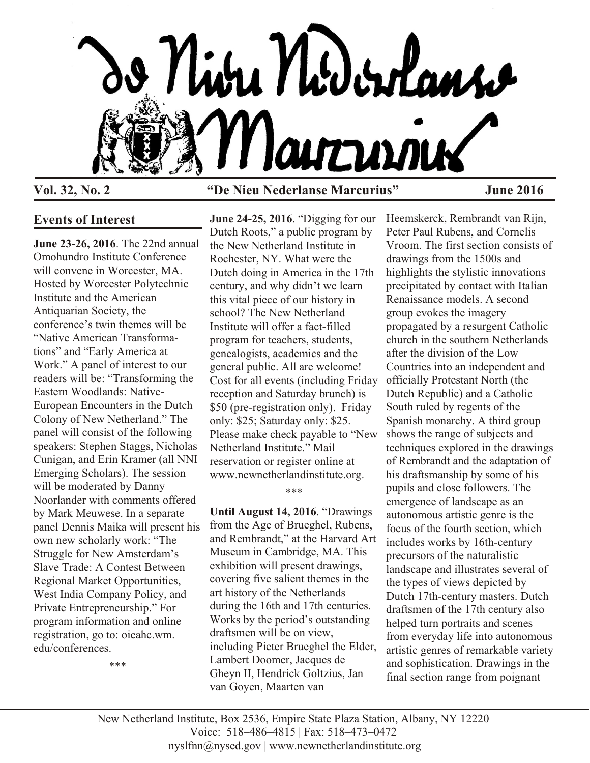# De Nieu Nederlanse Marcurius

**Vol. 32, No. 2** **"De Nieu Nederlanse Marcurius"** **June 2016**

## Events of Interest

**June 23-26, 2016**. The 22nd annual Omohundro Institute Conference will convene in Worcester, MA. Hosted by Worcester Polytechnic Institute and the American Antiquarian Society, the conference's twin themes will be "Native American Transformations" and "Early America at Work." A panel of interest to our readers will be: "Transforming the Eastern Woodlands: Native-European Encounters in the Dutch Colony of New Netherland." The panel will consist of the following speakers: Stephen Staggs, Nicholas Cunigan, and Erin Kramer (all NNI Emerging Scholars). The session will be moderated by Danny Noorlander with comments offered by Mark Meuwese. In a separate panel Dennis Maika will present his own new scholarly work: "The Struggle for New Amsterdam's Slave Trade: A Contest Between Regional Market Opportunities, West India Company Policy, and Private Entrepreneurship." For program information and online registration, go to: oieahc.wm.edu/conferences.

\*\*\*

**June 24-25, 2016**. "Digging for our Dutch Roots," a public program by the New Netherland Institute in Rochester, NY. What were the Dutch doing in America in the 17th century, and why didn't we learn this vital piece of our history in school? The New Netherland Institute will offer a fact-filled program for teachers, students, genealogists, academics and the general public. All are welcome! Cost for all events (including Friday reception and Saturday brunch) is $50 (pre-registration only). Friday only: $25; Saturday only: $25. Please make check payable to "New Netherland Institute." Mail reservation or register online at www.newnetherlandinstitute.org.

\*\*\*

**Until August 14, 2016**. "Drawings from the Age of Brueghel, Rubens, and Rembrandt," at the Harvard Art Museum in Cambridge, MA. This exhibition will present drawings, covering five salient themes in the art history of the Netherlands during the 16th and 17th centuries. Works by the period's outstanding draftsmen will be on view, including Pieter Brueghel the Elder, Lambert Doomer, Jacques de Gheyn II, Hendrick Goltzius, Jan van Goyen, Maarten van Heemskerck, Rembrandt van Rijn, Peter Paul Rubens, and Cornelis Vroom. The first section consists of drawings from the 1500s and highlights the stylistic innovations precipitated by contact with Italian Renaissance models. A second group evokes the imagery propagated by a resurgent Catholic church in the southern Netherlands after the division of the Low Countries into an independent and officially Protestant North (the Dutch Republic) and a Catholic South ruled by regents of the Spanish monarchy. A third group shows the range of subjects and techniques explored in the drawings of Rembrandt and the adaptation of his draftsmanship by some of his pupils and close followers. The emergence of landscape as an autonomous artistic genre is the focus of the fourth section, which includes works by 16th-century precursors of the naturalistic landscape and illustrates several of the types of views depicted by Dutch 17th-century masters. Dutch draftsmen of the 17th century also helped turn portraits and scenes from everyday life into autonomous artistic genres of remarkable variety and sophistication. Drawings in the final section range from poignant

New Netherland Institute, Box 2536, Empire State Plaza Station, Albany, NY 12220
Voice: 518–486–4815 | Fax: 518–473–0472
nyslfnn@nysed.gov | www.newnetherlandinstitute.org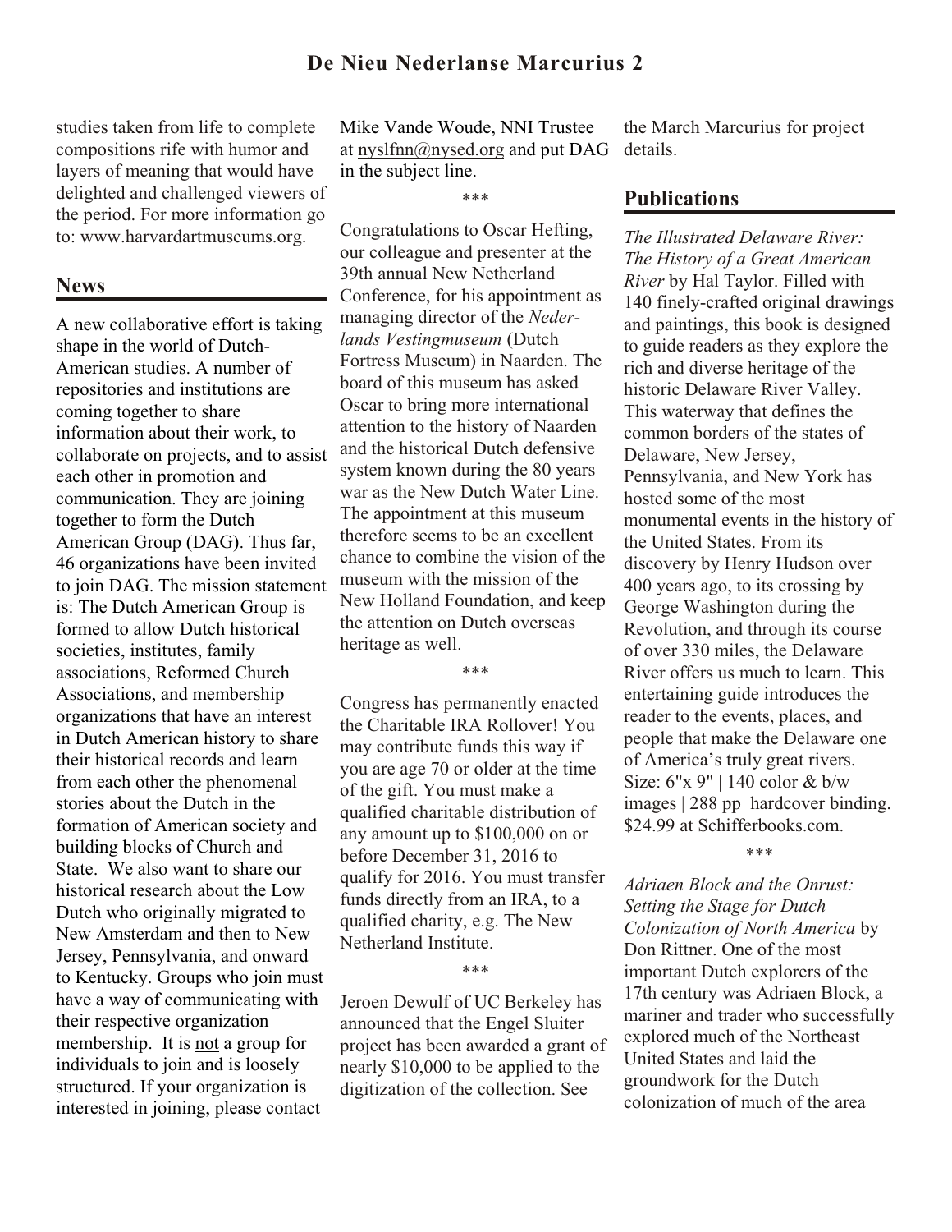studies taken from life to complete compositions rife with humor and layers of meaning that would have delighted and challenged viewers of the period. For more information go to: www.harvardartmuseums.org.

## News

A new collaborative effort is taking shape in the world of Dutch-American studies. A number of repositories and institutions are coming together to share information about their work, to collaborate on projects, and to assist each other in promotion and communication. They are joining together to form the Dutch American Group (DAG). Thus far, 46 organizations have been invited to join DAG. The mission statement is: The Dutch American Group is formed to allow Dutch historical societies, institutes, family associations, Reformed Church Associations, and membership organizations that have an interest in Dutch American history to share their historical records and learn from each other the phenomenal stories about the Dutch in the formation of American society and building blocks of Church and State. We also want to share our historical research about the Low Dutch who originally migrated to New Amsterdam and then to New Jersey, Pennsylvania, and onward to Kentucky. Groups who join must have a way of communicating with their respective organization membership. It is not a group for individuals to join and is loosely structured. If your organization is interested in joining, please contact Mike Vande Woude, NNI Trustee at nyslfnn@nysed.org and put DAG in the subject line.

***

Congratulations to Oscar Hefting, our colleague and presenter at the 39th annual New Netherland Conference, for his appointment as managing director of the *Nederlands Vestingmuseum* (Dutch Fortress Museum) in Naarden. The board of this museum has asked Oscar to bring more international attention to the history of Naarden and the historical Dutch defensive system known during the 80 years war as the New Dutch Water Line. The appointment at this museum therefore seems to be an excellent chance to combine the vision of the museum with the mission of the New Holland Foundation, and keep the attention on Dutch overseas heritage as well.

***

Congress has permanently enacted the Charitable IRA Rollover! You may contribute funds this way if you are age 70 or older at the time of the gift. You must make a qualified charitable distribution of any amount up to $100,000 on or before December 31, 2016 to qualify for 2016. You must transfer funds directly from an IRA, to a qualified charity, e.g. The New Netherland Institute.

***

Jeroen Dewulf of UC Berkeley has announced that the Engel Sluiter project has been awarded a grant of nearly $10,000 to be applied to the digitization of the collection. See the March Marcurius for project details.

## Publications

*The Illustrated Delaware River: The History of a Great American River* by Hal Taylor. Filled with 140 finely-crafted original drawings and paintings, this book is designed to guide readers as they explore the rich and diverse heritage of the historic Delaware River Valley. This waterway that defines the common borders of the states of Delaware, New Jersey, Pennsylvania, and New York has hosted some of the most monumental events in the history of the United States. From its discovery by Henry Hudson over 400 years ago, to its crossing by George Washington during the Revolution, and through its course of over 330 miles, the Delaware River offers us much to learn. This entertaining guide introduces the reader to the events, places, and people that make the Delaware one of America's truly great rivers. Size: 6"x 9" | 140 color & b/w images | 288 pp hardcover binding. $24.99 at Schifferbooks.com.

***

*Adriaen Block and the Onrust: Setting the Stage for Dutch Colonization of North America* by Don Rittner. One of the most important Dutch explorers of the 17th century was Adriaen Block, a mariner and trader who successfully explored much of the Northeast United States and laid the groundwork for the Dutch colonization of much of the area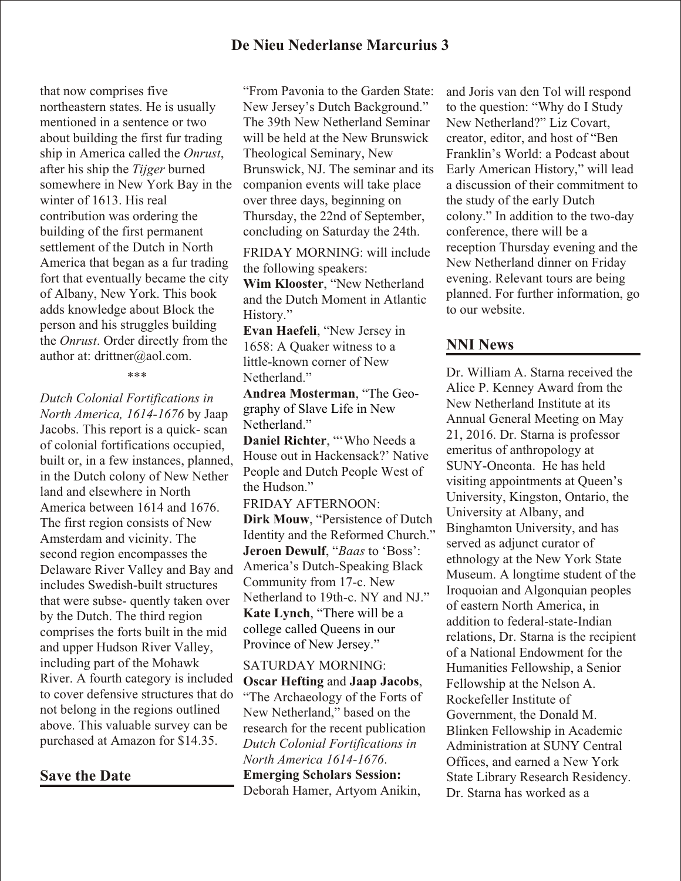that now comprises five northeastern states. He is usually mentioned in a sentence or two about building the first fur trading ship in America called the *Onrust*, after his ship the *Tijger* burned somewhere in New York Bay in the winter of 1613. His real contribution was ordering the building of the first permanent settlement of the Dutch in North America that began as a fur trading fort that eventually became the city of Albany, New York. This book adds knowledge about Block the person and his struggles building the *Onrust*. Order directly from the author at: drittner@aol.com.

\*\*\*

*Dutch Colonial Fortifications in North America, 1614-1676* by Jaap Jacobs. This report is a quick- scan of colonial fortifications occupied, built or, in a few instances, planned, in the Dutch colony of New Nether land and elsewhere in North America between 1614 and 1676. The first region consists of New Amsterdam and vicinity. The second region encompasses the Delaware River Valley and Bay and includes Swedish-built structures that were subse- quently taken over by the Dutch. The third region comprises the forts built in the mid and upper Hudson River Valley, including part of the Mohawk River. A fourth category is included to cover defensive structures that do not belong in the regions outlined above. This valuable survey can be purchased at Amazon for $14.35.

## Save the Date

"From Pavonia to the Garden State: New Jersey's Dutch Background." The 39th New Netherland Seminar will be held at the New Brunswick Theological Seminary, New Brunswick, NJ. The seminar and its companion events will take place over three days, beginning on Thursday, the 22nd of September, concluding on Saturday the 24th.

FRIDAY MORNING: will include the following speakers:

**Wim Klooster**, "New Netherland and the Dutch Moment in Atlantic History."

**Evan Haefeli**, "New Jersey in 1658: A Quaker witness to a little-known corner of New Netherland."

**Andrea Mosterman**, "The Geo- graphy of Slave Life in New Netherland."

**Daniel Richter**, "'Who Needs a House out in Hackensack?' Native People and Dutch People West of the Hudson."

FRIDAY AFTERNOON:

**Dirk Mouw**, "Persistence of Dutch Identity and the Reformed Church."

**Jeroen Dewulf**, "*Baas* to 'Boss': America's Dutch-Speaking Black Community from 17-c. New Netherland to 19th-c. NY and NJ."

**Kate Lynch**, "There will be a college called Queens in our Province of New Jersey."

SATURDAY MORNING:

**Oscar Hefting** and **Jaap Jacobs**, "The Archaeology of the Forts of New Netherland," based on the research for the recent publication *Dutch Colonial Fortifications in North America 1614-1676.*

**Emerging Scholars Session:** Deborah Hamer, Artyom Anikin, and Joris van den Tol will respond to the question: "Why do I Study New Netherland?" Liz Covart, creator, editor, and host of "Ben Franklin's World: a Podcast about Early American History," will lead a discussion of their commitment to the study of the early Dutch colony." In addition to the two-day conference, there will be a reception Thursday evening and the New Netherland dinner on Friday evening. Relevant tours are being planned. For further information, go to our website.

## NNI News

Dr. William A. Starna received the Alice P. Kenney Award from the New Netherland Institute at its Annual General Meeting on May 21, 2016. Dr. Starna is professor emeritus of anthropology at SUNY-Oneonta. He has held visiting appointments at Queen's University, Kingston, Ontario, the University at Albany, and Binghamton University, and has served as adjunct curator of ethnology at the New York State Museum. A longtime student of the Iroquoian and Algonquian peoples of eastern North America, in addition to federal-state-Indian relations, Dr. Starna is the recipient of a National Endowment for the Humanities Fellowship, a Senior Fellowship at the Nelson A. Rockefeller Institute of Government, the Donald M. Blinken Fellowship in Academic Administration at SUNY Central Offices, and earned a New York State Library Research Residency. Dr. Starna has worked as a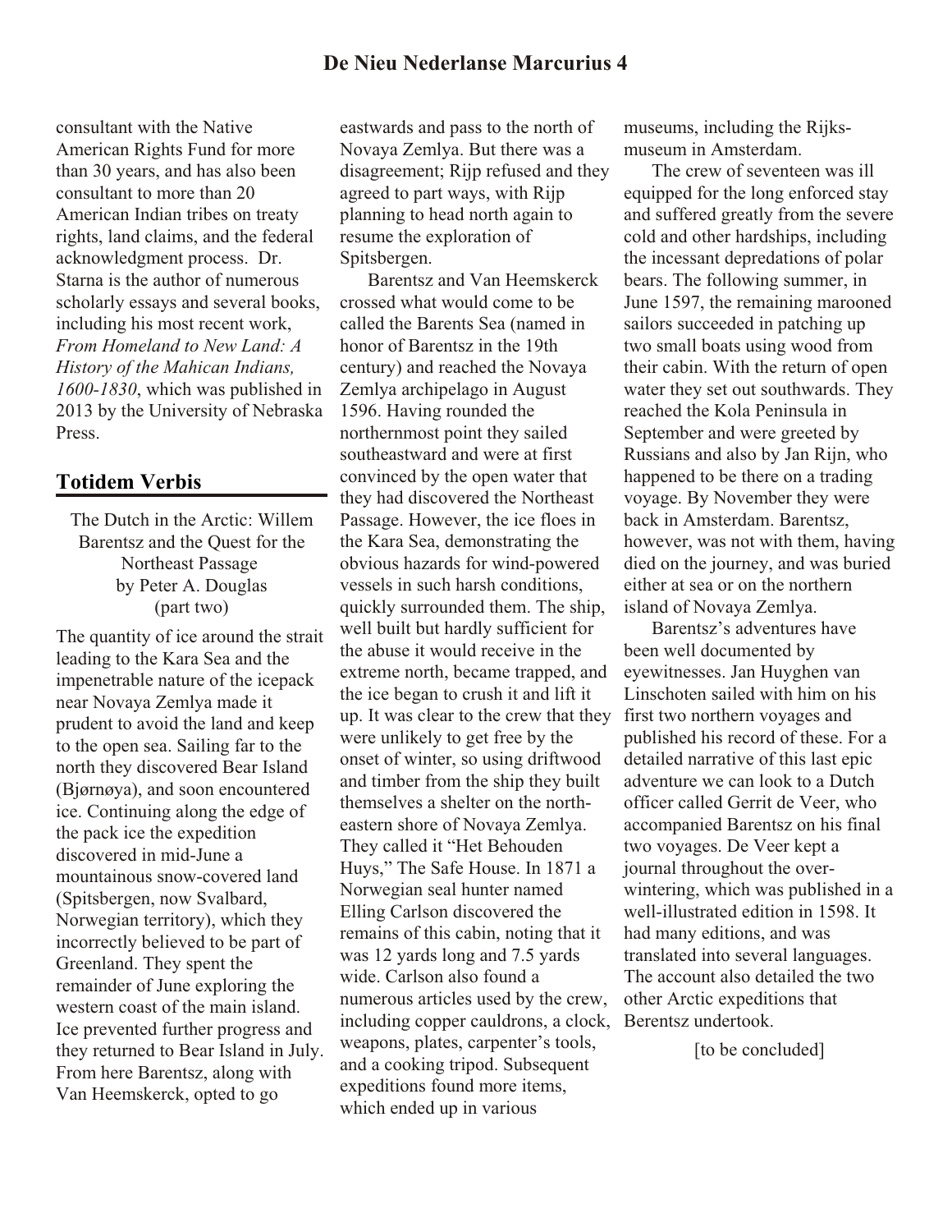consultant with the Native American Rights Fund for more than 30 years, and has also been consultant to more than 20 American Indian tribes on treaty rights, land claims, and the federal acknowledgment process. Dr. Starna is the author of numerous scholarly essays and several books, including his most recent work, *From Homeland to New Land: A History of the Mahican Indians, 1600-1830*, which was published in 2013 by the University of Nebraska Press.

## Totidem Verbis

The Dutch in the Arctic: Willem Barentsz and the Quest for the Northeast Passage
by Peter A. Douglas
(part two)

The quantity of ice around the strait leading to the Kara Sea and the impenetrable nature of the icepack near Novaya Zemlya made it prudent to avoid the land and keep to the open sea. Sailing far to the north they discovered Bear Island (Bjørnøya), and soon encountered ice. Continuing along the edge of the pack ice the expedition discovered in mid-June a mountainous snow-covered land (Spitsbergen, now Svalbard, Norwegian territory), which they incorrectly believed to be part of Greenland. They spent the remainder of June exploring the western coast of the main island. Ice prevented further progress and they returned to Bear Island in July. From here Barentsz, along with Van Heemskerck, opted to go eastwards and pass to the north of Novaya Zemlya. But there was a disagreement; Rijp refused and they agreed to part ways, with Rijp planning to head north again to resume the exploration of Spitsbergen.

Barentsz and Van Heemskerck crossed what would come to be called the Barents Sea (named in honor of Barentsz in the 19th century) and reached the Novaya Zemlya archipelago in August 1596. Having rounded the northernmost point they sailed southeastward and were at first convinced by the open water that they had discovered the Northeast Passage. However, the ice floes in the Kara Sea, demonstrating the obvious hazards for wind-powered vessels in such harsh conditions, quickly surrounded them. The ship, well built but hardly sufficient for the abuse it would receive in the extreme north, became trapped, and the ice began to crush it and lift it up. It was clear to the crew that they were unlikely to get free by the onset of winter, so using driftwood and timber from the ship they built themselves a shelter on the north-eastern shore of Novaya Zemlya. They called it "Het Behouden Huys," The Safe House. In 1871 a Norwegian seal hunter named Elling Carlson discovered the remains of this cabin, noting that it was 12 yards long and 7.5 yards wide. Carlson also found a numerous articles used by the crew, including copper cauldrons, a clock, weapons, plates, carpenter's tools, and a cooking tripod. Subsequent expeditions found more items, which ended up in various museums, including the Rijks-museum in Amsterdam.

The crew of seventeen was ill equipped for the long enforced stay and suffered greatly from the severe cold and other hardships, including the incessant depredations of polar bears. The following summer, in June 1597, the remaining marooned sailors succeeded in patching up two small boats using wood from their cabin. With the return of open water they set out southwards. They reached the Kola Peninsula in September and were greeted by Russians and also by Jan Rijn, who happened to be there on a trading voyage. By November they were back in Amsterdam. Barentsz, however, was not with them, having died on the journey, and was buried either at sea or on the northern island of Novaya Zemlya.

Barentsz's adventures have been well documented by eyewitnesses. Jan Huyghen van Linschoten sailed with him on his first two northern voyages and published his record of these. For a detailed narrative of this last epic adventure we can look to a Dutch officer called Gerrit de Veer, who accompanied Barentsz on his final two voyages. De Veer kept a journal throughout the over-wintering, which was published in a well-illustrated edition in 1598. It had many editions, and was translated into several languages. The account also detailed the two other Arctic expeditions that Berentsz undertook.

[to be concluded]